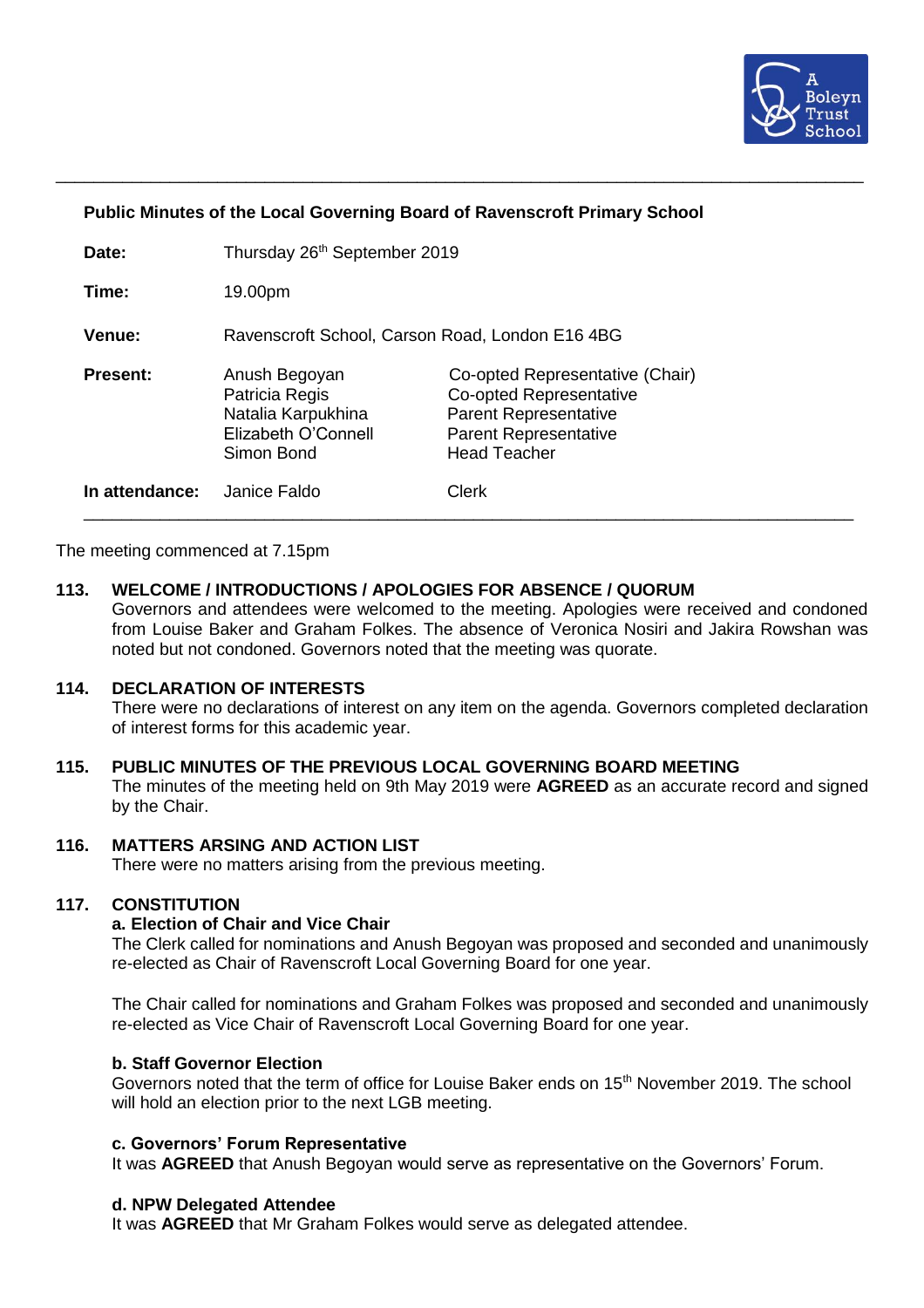## Public Minutes of the Local Governing Board of Ravenscroft Primary School

| | | |
|---|---|---|
| **Date:** | Thursday 26th September 2019 | |
| **Time:** | 19.00pm | |
| **Venue:** | Ravenscroft School, Carson Road, London E16 4BG | |
| **Present:** | Anush Begoyan | Co-opted Representative (Chair) |
| | Patricia Regis | Co-opted Representative |
| | Natalia Karpukhina | Parent Representative |
| | Elizabeth O'Connell | Parent Representative |
| | Simon Bond | Head Teacher |
| **In attendance:** | Janice Faldo | Clerk |

The meeting commenced at 7.15pm

**113. WELCOME / INTRODUCTIONS / APOLOGIES FOR ABSENCE / QUORUM**

Governors and attendees were welcomed to the meeting. Apologies were received and condoned from Louise Baker and Graham Folkes. The absence of Veronica Nosiri and Jakira Rowshan was noted but not condoned. Governors noted that the meeting was quorate.

**114. DECLARATION OF INTERESTS**

There were no declarations of interest on any item on the agenda. Governors completed declaration of interest forms for this academic year.

**115. PUBLIC MINUTES OF THE PREVIOUS LOCAL GOVERNING BOARD MEETING**

The minutes of the meeting held on 9th May 2019 were **AGREED** as an accurate record and signed by the Chair.

**116. MATTERS ARSING AND ACTION LIST**

There were no matters arising from the previous meeting.

**117. CONSTITUTION**

**a. Election of Chair and Vice Chair**

The Clerk called for nominations and Anush Begoyan was proposed and seconded and unanimously re-elected as Chair of Ravenscroft Local Governing Board for one year.

The Chair called for nominations and Graham Folkes was proposed and seconded and unanimously re-elected as Vice Chair of Ravenscroft Local Governing Board for one year.

**b. Staff Governor Election**

Governors noted that the term of office for Louise Baker ends on 15th November 2019. The school will hold an election prior to the next LGB meeting.

**c. Governors' Forum Representative**

It was **AGREED** that Anush Begoyan would serve as representative on the Governors' Forum.

**d. NPW Delegated Attendee**

It was **AGREED** that Mr Graham Folkes would serve as delegated attendee.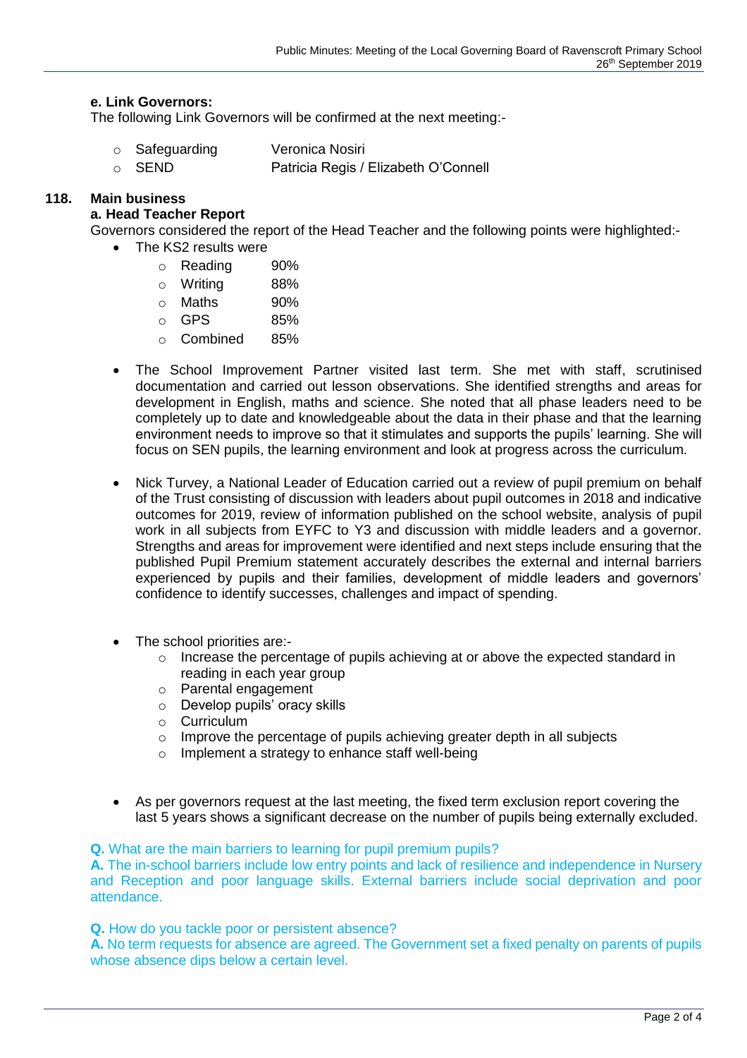**e. Link Governors:**
The following Link Governors will be confirmed at the next meeting:-

- Safeguarding — Veronica Nosiri
- SEND — Patricia Regis / Elizabeth O'Connell

## 118. Main business

### a. Head Teacher Report

Governors considered the report of the Head Teacher and the following points were highlighted:-

- The KS2 results were
    - Reading 90%
    - Writing 88%
    - Maths 90%
    - GPS 85%
    - Combined 85%

- The School Improvement Partner visited last term. She met with staff, scrutinised documentation and carried out lesson observations. She identified strengths and areas for development in English, maths and science. She noted that all phase leaders need to be completely up to date and knowledgeable about the data in their phase and that the learning environment needs to improve so that it stimulates and supports the pupils' learning. She will focus on SEN pupils, the learning environment and look at progress across the curriculum.

- Nick Turvey, a National Leader of Education carried out a review of pupil premium on behalf of the Trust consisting of discussion with leaders about pupil outcomes in 2018 and indicative outcomes for 2019, review of information published on the school website, analysis of pupil work in all subjects from EYFC to Y3 and discussion with middle leaders and a governor. Strengths and areas for improvement were identified and next steps include ensuring that the published Pupil Premium statement accurately describes the external and internal barriers experienced by pupils and their families, development of middle leaders and governors' confidence to identify successes, challenges and impact of spending.

- The school priorities are:-
    - Increase the percentage of pupils achieving at or above the expected standard in reading in each year group
    - Parental engagement
    - Develop pupils' oracy skills
    - Curriculum
    - Improve the percentage of pupils achieving greater depth in all subjects
    - Implement a strategy to enhance staff well-being

- As per governors request at the last meeting, the fixed term exclusion report covering the last 5 years shows a significant decrease on the number of pupils being externally excluded.

**Q.** What are the main barriers to learning for pupil premium pupils?
**A.** The in-school barriers include low entry points and lack of resilience and independence in Nursery and Reception and poor language skills. External barriers include social deprivation and poor attendance.

**Q.** How do you tackle poor or persistent absence?
**A.** No term requests for absence are agreed. The Government set a fixed penalty on parents of pupils whose absence dips below a certain level.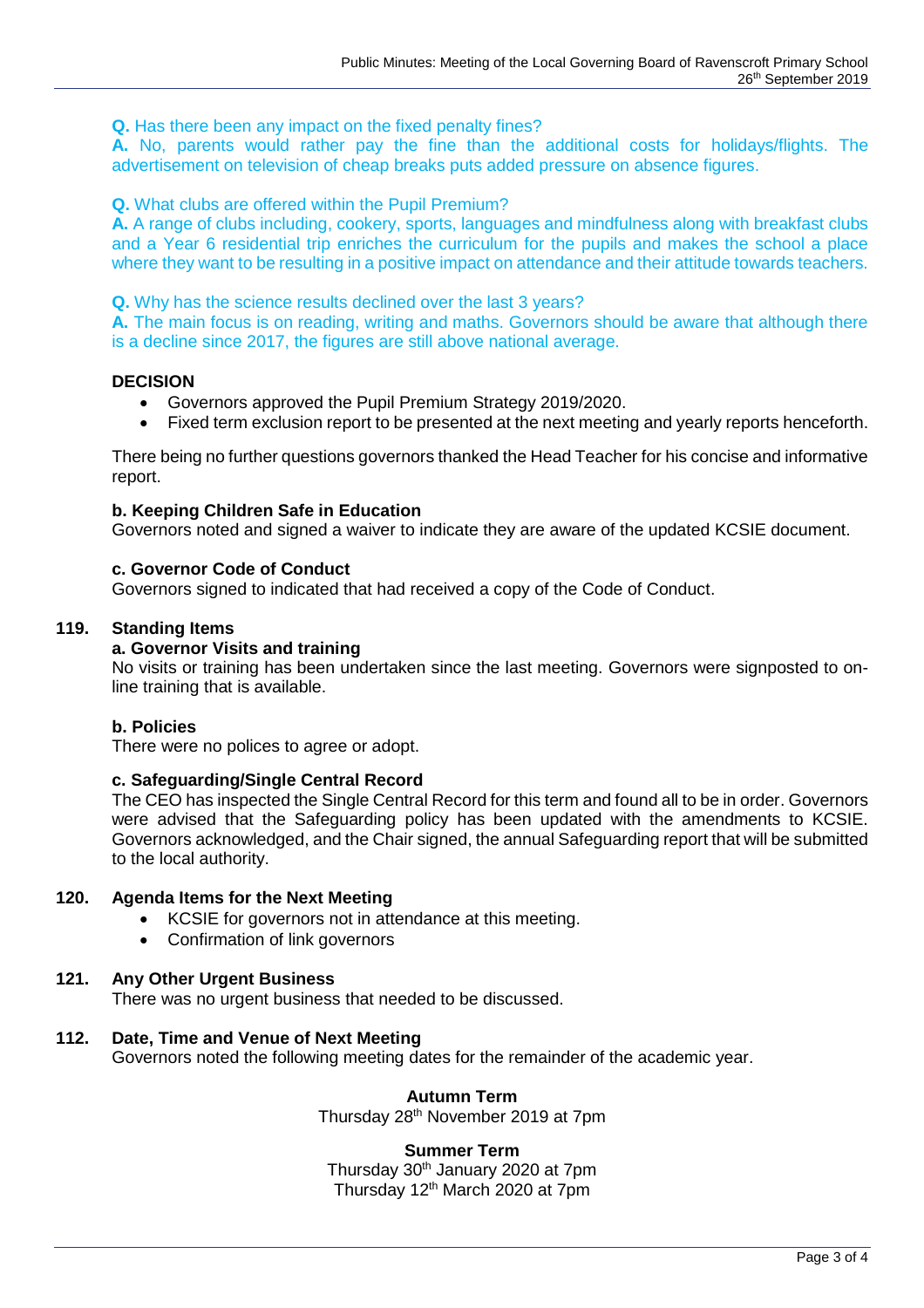**Q.** Has there been any impact on the fixed penalty fines?
**A.** No, parents would rather pay the fine than the additional costs for holidays/flights. The advertisement on television of cheap breaks puts added pressure on absence figures.

**Q.** What clubs are offered within the Pupil Premium?
**A.** A range of clubs including, cookery, sports, languages and mindfulness along with breakfast clubs and a Year 6 residential trip enriches the curriculum for the pupils and makes the school a place where they want to be resulting in a positive impact on attendance and their attitude towards teachers.

**Q.** Why has the science results declined over the last 3 years?
**A.** The main focus is on reading, writing and maths. Governors should be aware that although there is a decline since 2017, the figures are still above national average.

**DECISION**

- Governors approved the Pupil Premium Strategy 2019/2020.
- Fixed term exclusion report to be presented at the next meeting and yearly reports henceforth.

There being no further questions governors thanked the Head Teacher for his concise and informative report.

**b. Keeping Children Safe in Education**
Governors noted and signed a waiver to indicate they are aware of the updated KCSIE document.

**c. Governor Code of Conduct**
Governors signed to indicated that had received a copy of the Code of Conduct.

**119. Standing Items**

**a. Governor Visits and training**
No visits or training has been undertaken since the last meeting. Governors were signposted to on-line training that is available.

**b. Policies**
There were no polices to agree or adopt.

**c. Safeguarding/Single Central Record**
The CEO has inspected the Single Central Record for this term and found all to be in order. Governors were advised that the Safeguarding policy has been updated with the amendments to KCSIE. Governors acknowledged, and the Chair signed, the annual Safeguarding report that will be submitted to the local authority.

**120. Agenda Items for the Next Meeting**

- KCSIE for governors not in attendance at this meeting.
- Confirmation of link governors

**121. Any Other Urgent Business**
There was no urgent business that needed to be discussed.

**112. Date, Time and Venue of Next Meeting**
Governors noted the following meeting dates for the remainder of the academic year.

**Autumn Term**
Thursday 28th November 2019 at 7pm

**Summer Term**
Thursday 30th January 2020 at 7pm
Thursday 12th March 2020 at 7pm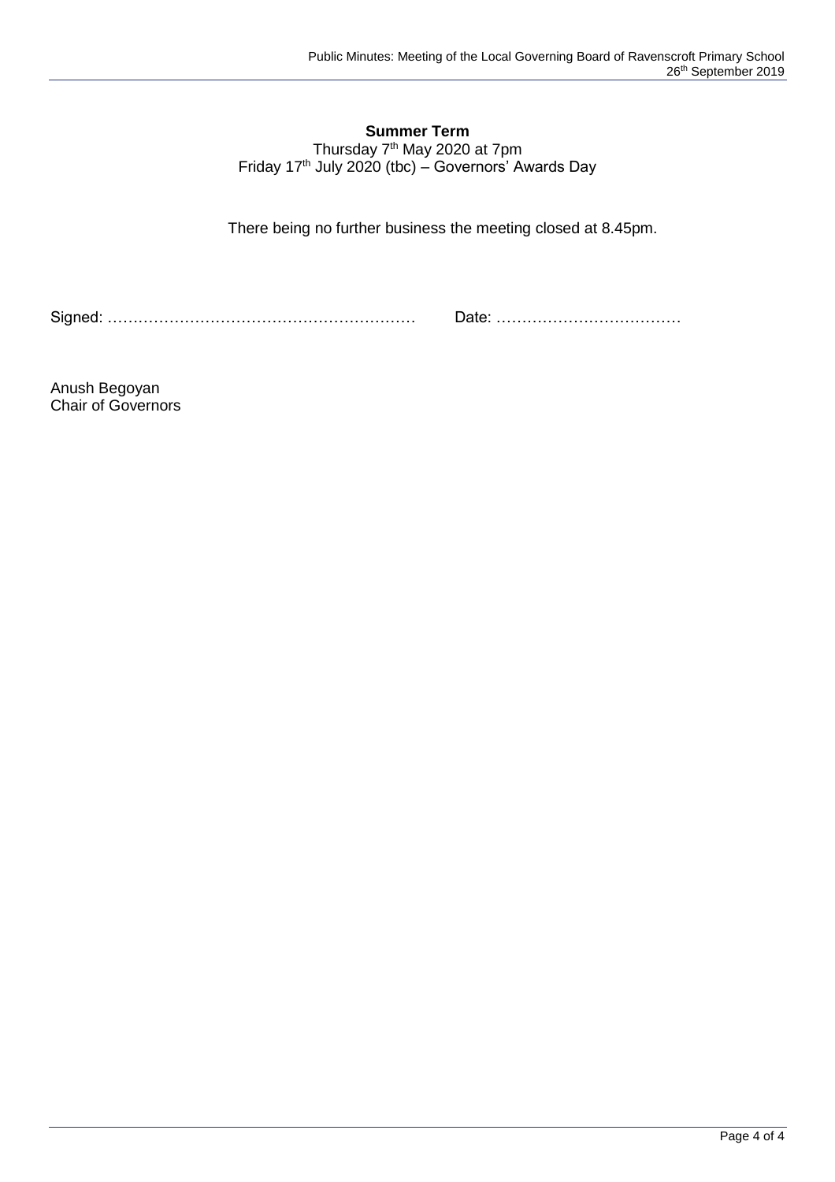**Summer Term**

Thursday 7th May 2020 at 7pm

Friday 17th July 2020 (tbc) – Governors' Awards Day

There being no further business the meeting closed at 8.45pm.

Signed: …………………………………………………  Date: ………………………………

Anush Begoyan

Chair of Governors